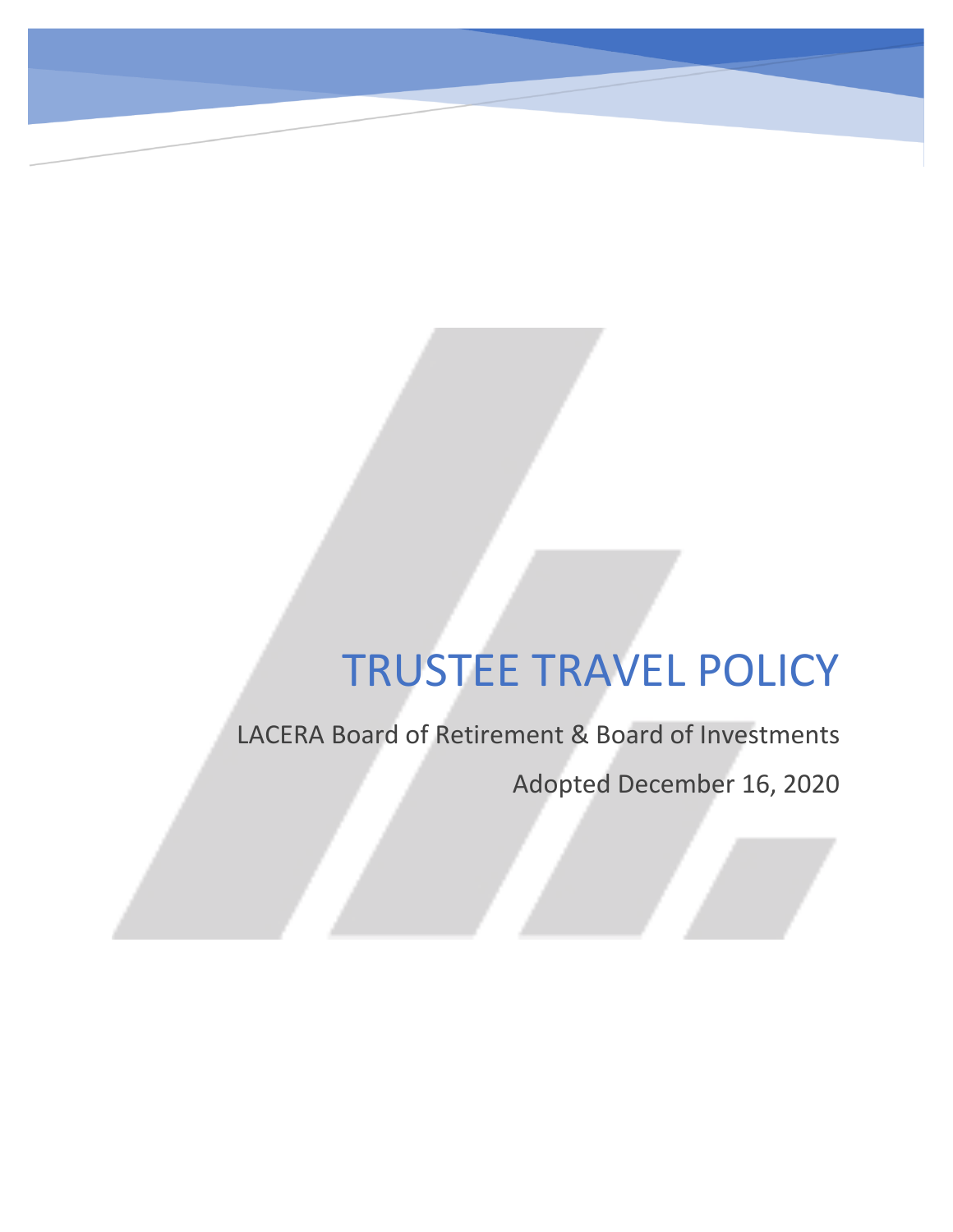# TRUSTEE TRAVEL POLICY

LACERA Board of Retirement & Board of Investments

Adopted December 16, 2020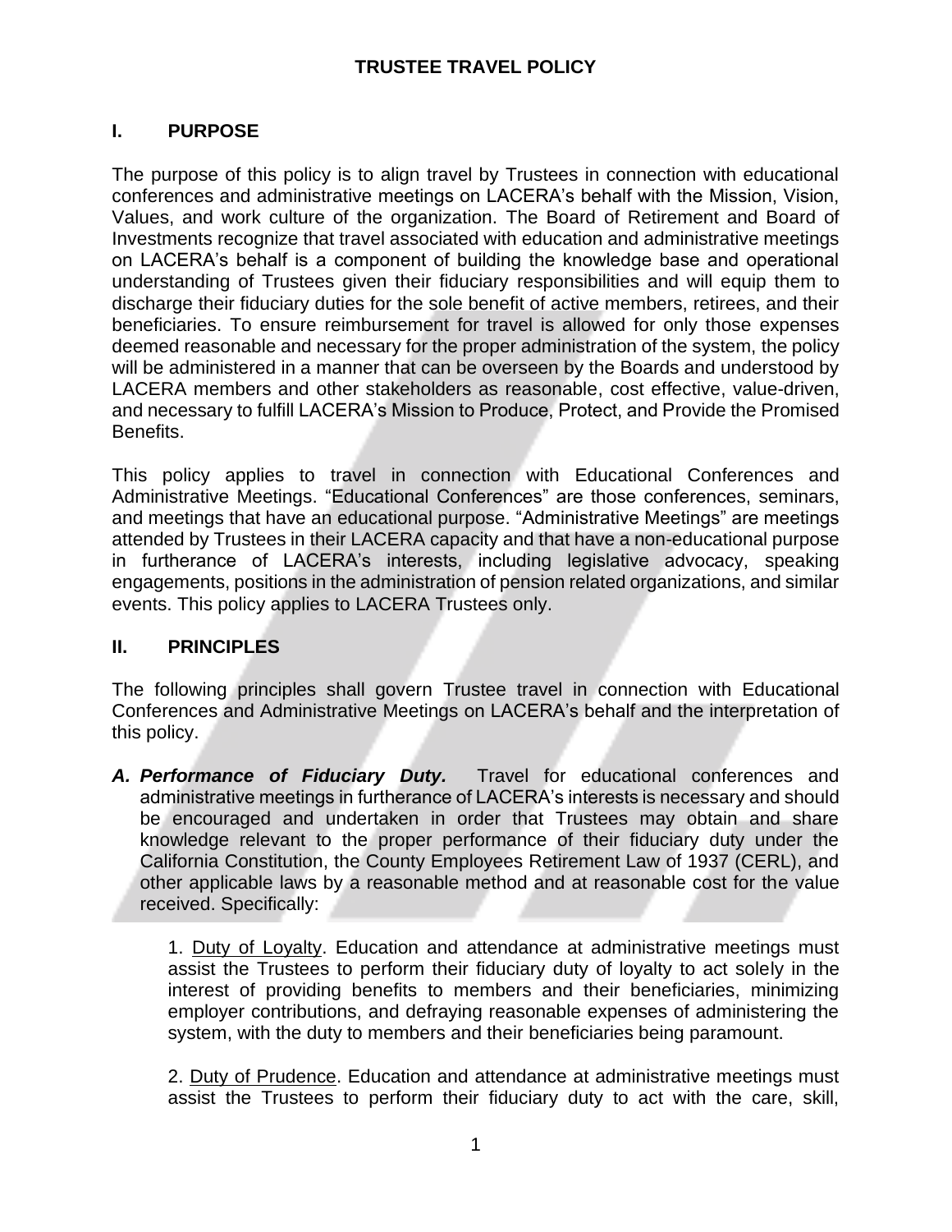# TRUSTEE TRAVEL POLICY

## I. PURPOSE

The purpose of this policy is to align travel by Trustees in connection with educational conferences and administrative meetings on LACERA's behalf with the Mission, Vision, Values, and work culture of the organization. The Board of Retirement and Board of Investments recognize that travel associated with education and administrative meetings on LACERA's behalf is a component of building the knowledge base and operational understanding of Trustees given their fiduciary responsibilities and will equip them to discharge their fiduciary duties for the sole benefit of active members, retirees, and their beneficiaries. To ensure reimbursement for travel is allowed for only those expenses deemed reasonable and necessary for the proper administration of the system, the policy will be administered in a manner that can be overseen by the Boards and understood by LACERA members and other stakeholders as reasonable, cost effective, value-driven, and necessary to fulfill LACERA's Mission to Produce, Protect, and Provide the Promised Benefits.

This policy applies to travel in connection with Educational Conferences and Administrative Meetings. "Educational Conferences" are those conferences, seminars, and meetings that have an educational purpose. "Administrative Meetings" are meetings attended by Trustees in their LACERA capacity and that have a non-educational purpose in furtherance of LACERA's interests, including legislative advocacy, speaking engagements, positions in the administration of pension related organizations, and similar events. This policy applies to LACERA Trustees only.

## II. PRINCIPLES

The following principles shall govern Trustee travel in connection with Educational Conferences and Administrative Meetings on LACERA's behalf and the interpretation of this policy.

***A. Performance of Fiduciary Duty.*** Travel for educational conferences and administrative meetings in furtherance of LACERA's interests is necessary and should be encouraged and undertaken in order that Trustees may obtain and share knowledge relevant to the proper performance of their fiduciary duty under the California Constitution, the County Employees Retirement Law of 1937 (CERL), and other applicable laws by a reasonable method and at reasonable cost for the value received. Specifically:

1. <u>Duty of Loyalty</u>. Education and attendance at administrative meetings must assist the Trustees to perform their fiduciary duty of loyalty to act solely in the interest of providing benefits to members and their beneficiaries, minimizing employer contributions, and defraying reasonable expenses of administering the system, with the duty to members and their beneficiaries being paramount.

2. <u>Duty of Prudence</u>. Education and attendance at administrative meetings must assist the Trustees to perform their fiduciary duty to act with the care, skill,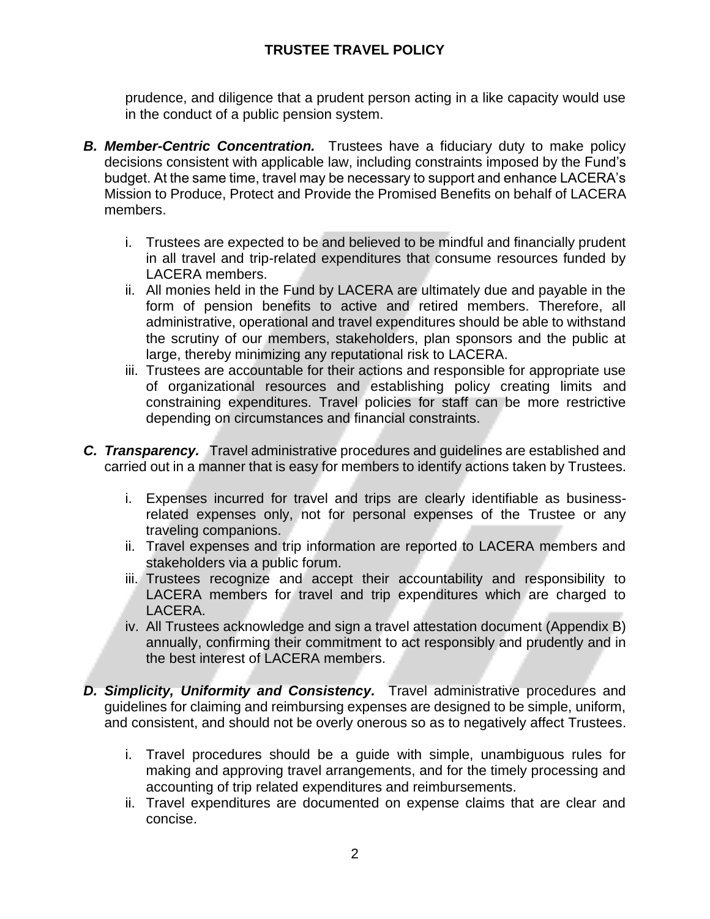prudence, and diligence that a prudent person acting in a like capacity would use in the conduct of a public pension system.

***B. Member-Centric Concentration.*** Trustees have a fiduciary duty to make policy decisions consistent with applicable law, including constraints imposed by the Fund's budget. At the same time, travel may be necessary to support and enhance LACERA's Mission to Produce, Protect and Provide the Promised Benefits on behalf of LACERA members.

i. Trustees are expected to be and believed to be mindful and financially prudent in all travel and trip-related expenditures that consume resources funded by LACERA members.

ii. All monies held in the Fund by LACERA are ultimately due and payable in the form of pension benefits to active and retired members. Therefore, all administrative, operational and travel expenditures should be able to withstand the scrutiny of our members, stakeholders, plan sponsors and the public at large, thereby minimizing any reputational risk to LACERA.

iii. Trustees are accountable for their actions and responsible for appropriate use of organizational resources and establishing policy creating limits and constraining expenditures. Travel policies for staff can be more restrictive depending on circumstances and financial constraints.

***C. Transparency.*** Travel administrative procedures and guidelines are established and carried out in a manner that is easy for members to identify actions taken by Trustees.

i. Expenses incurred for travel and trips are clearly identifiable as business-related expenses only, not for personal expenses of the Trustee or any traveling companions.

ii. Travel expenses and trip information are reported to LACERA members and stakeholders via a public forum.

iii. Trustees recognize and accept their accountability and responsibility to LACERA members for travel and trip expenditures which are charged to LACERA.

iv. All Trustees acknowledge and sign a travel attestation document (Appendix B) annually, confirming their commitment to act responsibly and prudently and in the best interest of LACERA members.

***D. Simplicity, Uniformity and Consistency.*** Travel administrative procedures and guidelines for claiming and reimbursing expenses are designed to be simple, uniform, and consistent, and should not be overly onerous so as to negatively affect Trustees.

i. Travel procedures should be a guide with simple, unambiguous rules for making and approving travel arrangements, and for the timely processing and accounting of trip related expenditures and reimbursements.

ii. Travel expenditures are documented on expense claims that are clear and concise.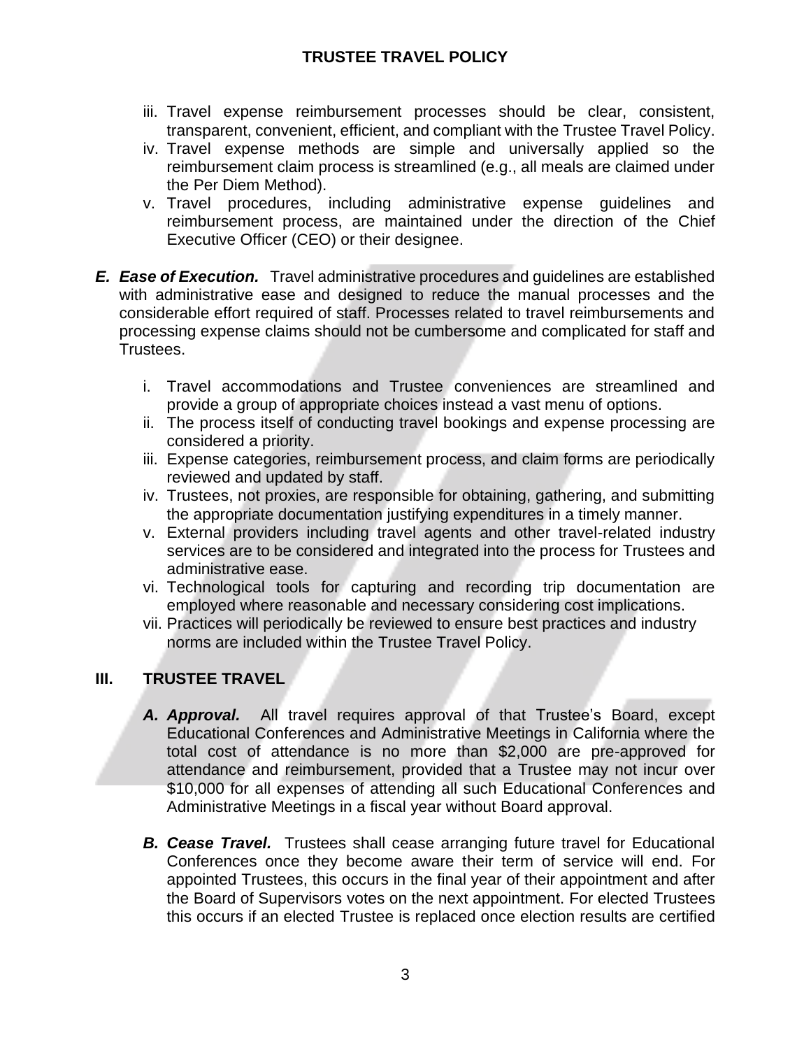iii. Travel expense reimbursement processes should be clear, consistent, transparent, convenient, efficient, and compliant with the Trustee Travel Policy.

iv. Travel expense methods are simple and universally applied so the reimbursement claim process is streamlined (e.g., all meals are claimed under the Per Diem Method).

v. Travel procedures, including administrative expense guidelines and reimbursement process, are maintained under the direction of the Chief Executive Officer (CEO) or their designee.

***E. Ease of Execution.*** Travel administrative procedures and guidelines are established with administrative ease and designed to reduce the manual processes and the considerable effort required of staff. Processes related to travel reimbursements and processing expense claims should not be cumbersome and complicated for staff and Trustees.

i. Travel accommodations and Trustee conveniences are streamlined and provide a group of appropriate choices instead a vast menu of options.

ii. The process itself of conducting travel bookings and expense processing are considered a priority.

iii. Expense categories, reimbursement process, and claim forms are periodically reviewed and updated by staff.

iv. Trustees, not proxies, are responsible for obtaining, gathering, and submitting the appropriate documentation justifying expenditures in a timely manner.

v. External providers including travel agents and other travel-related industry services are to be considered and integrated into the process for Trustees and administrative ease.

vi. Technological tools for capturing and recording trip documentation are employed where reasonable and necessary considering cost implications.

vii. Practices will periodically be reviewed to ensure best practices and industry norms are included within the Trustee Travel Policy.

## III. TRUSTEE TRAVEL

***A. Approval.*** All travel requires approval of that Trustee's Board, except Educational Conferences and Administrative Meetings in California where the total cost of attendance is no more than $2,000 are pre-approved for attendance and reimbursement, provided that a Trustee may not incur over $10,000 for all expenses of attending all such Educational Conferences and Administrative Meetings in a fiscal year without Board approval.

***B. Cease Travel.*** Trustees shall cease arranging future travel for Educational Conferences once they become aware their term of service will end. For appointed Trustees, this occurs in the final year of their appointment and after the Board of Supervisors votes on the next appointment. For elected Trustees this occurs if an elected Trustee is replaced once election results are certified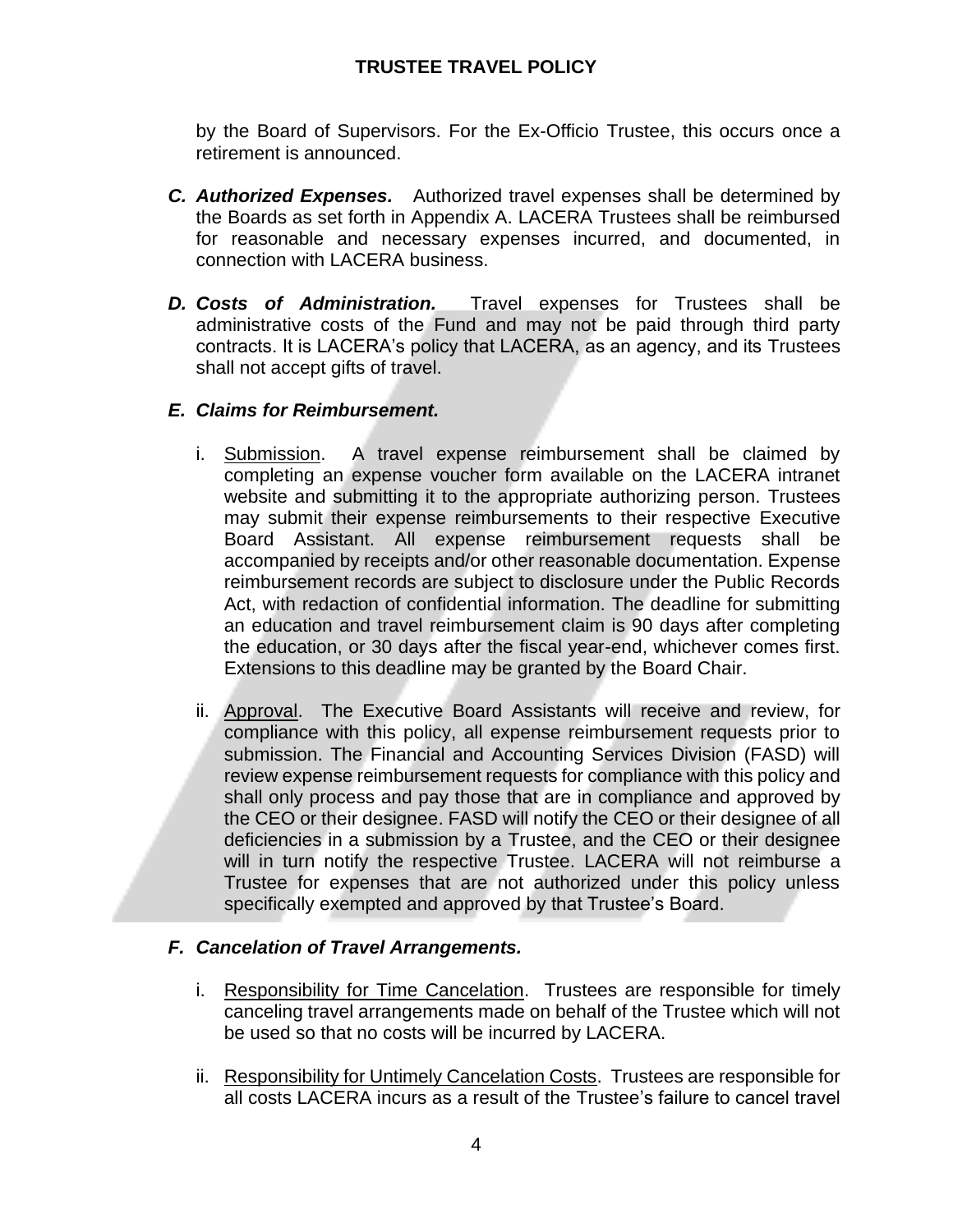by the Board of Supervisors. For the Ex-Officio Trustee, this occurs once a retirement is announced.

***C. Authorized Expenses.*** Authorized travel expenses shall be determined by the Boards as set forth in Appendix A. LACERA Trustees shall be reimbursed for reasonable and necessary expenses incurred, and documented, in connection with LACERA business.

***D. Costs of Administration.*** Travel expenses for Trustees shall be administrative costs of the Fund and may not be paid through third party contracts. It is LACERA's policy that LACERA, as an agency, and its Trustees shall not accept gifts of travel.

***E. Claims for Reimbursement.***

i. Submission. A travel expense reimbursement shall be claimed by completing an expense voucher form available on the LACERA intranet website and submitting it to the appropriate authorizing person. Trustees may submit their expense reimbursements to their respective Executive Board Assistant. All expense reimbursement requests shall be accompanied by receipts and/or other reasonable documentation. Expense reimbursement records are subject to disclosure under the Public Records Act, with redaction of confidential information. The deadline for submitting an education and travel reimbursement claim is 90 days after completing the education, or 30 days after the fiscal year-end, whichever comes first. Extensions to this deadline may be granted by the Board Chair.

ii. Approval. The Executive Board Assistants will receive and review, for compliance with this policy, all expense reimbursement requests prior to submission. The Financial and Accounting Services Division (FASD) will review expense reimbursement requests for compliance with this policy and shall only process and pay those that are in compliance and approved by the CEO or their designee. FASD will notify the CEO or their designee of all deficiencies in a submission by a Trustee, and the CEO or their designee will in turn notify the respective Trustee. LACERA will not reimburse a Trustee for expenses that are not authorized under this policy unless specifically exempted and approved by that Trustee's Board.

***F. Cancelation of Travel Arrangements.***

i. Responsibility for Time Cancelation. Trustees are responsible for timely canceling travel arrangements made on behalf of the Trustee which will not be used so that no costs will be incurred by LACERA.

ii. Responsibility for Untimely Cancelation Costs. Trustees are responsible for all costs LACERA incurs as a result of the Trustee's failure to cancel travel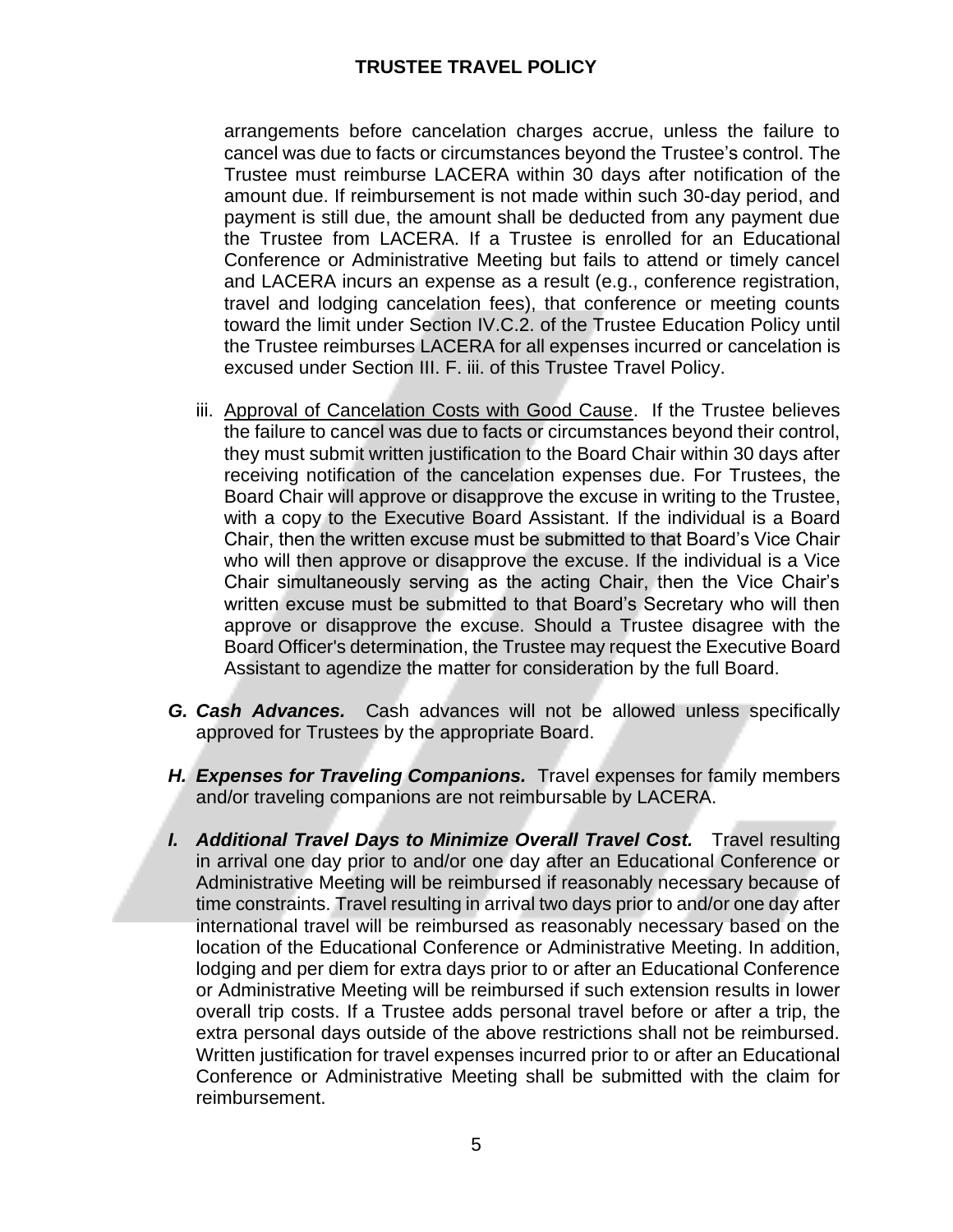arrangements before cancelation charges accrue, unless the failure to cancel was due to facts or circumstances beyond the Trustee's control. The Trustee must reimburse LACERA within 30 days after notification of the amount due. If reimbursement is not made within such 30-day period, and payment is still due, the amount shall be deducted from any payment due the Trustee from LACERA. If a Trustee is enrolled for an Educational Conference or Administrative Meeting but fails to attend or timely cancel and LACERA incurs an expense as a result (e.g., conference registration, travel and lodging cancelation fees), that conference or meeting counts toward the limit under Section IV.C.2. of the Trustee Education Policy until the Trustee reimburses LACERA for all expenses incurred or cancelation is excused under Section III. F. iii. of this Trustee Travel Policy.

iii. Approval of Cancelation Costs with Good Cause. If the Trustee believes the failure to cancel was due to facts or circumstances beyond their control, they must submit written justification to the Board Chair within 30 days after receiving notification of the cancelation expenses due. For Trustees, the Board Chair will approve or disapprove the excuse in writing to the Trustee, with a copy to the Executive Board Assistant. If the individual is a Board Chair, then the written excuse must be submitted to that Board's Vice Chair who will then approve or disapprove the excuse. If the individual is a Vice Chair simultaneously serving as the acting Chair, then the Vice Chair's written excuse must be submitted to that Board's Secretary who will then approve or disapprove the excuse. Should a Trustee disagree with the Board Officer's determination, the Trustee may request the Executive Board Assistant to agendize the matter for consideration by the full Board.

***G. Cash Advances.*** Cash advances will not be allowed unless specifically approved for Trustees by the appropriate Board.

***H. Expenses for Traveling Companions.*** Travel expenses for family members and/or traveling companions are not reimbursable by LACERA.

***I. Additional Travel Days to Minimize Overall Travel Cost.*** Travel resulting in arrival one day prior to and/or one day after an Educational Conference or Administrative Meeting will be reimbursed if reasonably necessary because of time constraints. Travel resulting in arrival two days prior to and/or one day after international travel will be reimbursed as reasonably necessary based on the location of the Educational Conference or Administrative Meeting. In addition, lodging and per diem for extra days prior to or after an Educational Conference or Administrative Meeting will be reimbursed if such extension results in lower overall trip costs. If a Trustee adds personal travel before or after a trip, the extra personal days outside of the above restrictions shall not be reimbursed. Written justification for travel expenses incurred prior to or after an Educational Conference or Administrative Meeting shall be submitted with the claim for reimbursement.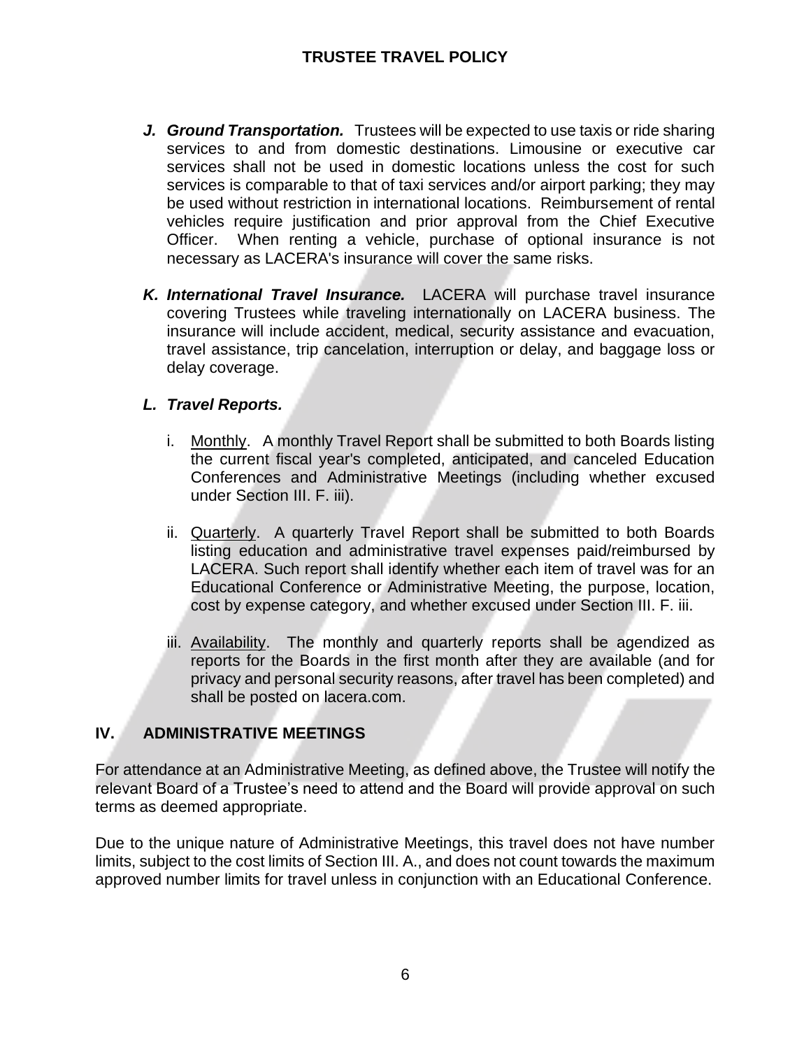***J. Ground Transportation.*** Trustees will be expected to use taxis or ride sharing services to and from domestic destinations. Limousine or executive car services shall not be used in domestic locations unless the cost for such services is comparable to that of taxi services and/or airport parking; they may be used without restriction in international locations. Reimbursement of rental vehicles require justification and prior approval from the Chief Executive Officer. When renting a vehicle, purchase of optional insurance is not necessary as LACERA's insurance will cover the same risks.

***K. International Travel Insurance.*** LACERA will purchase travel insurance covering Trustees while traveling internationally on LACERA business. The insurance will include accident, medical, security assistance and evacuation, travel assistance, trip cancelation, interruption or delay, and baggage loss or delay coverage.

***L. Travel Reports.***

i. Monthly. A monthly Travel Report shall be submitted to both Boards listing the current fiscal year's completed, anticipated, and canceled Education Conferences and Administrative Meetings (including whether excused under Section III. F. iii).

ii. Quarterly. A quarterly Travel Report shall be submitted to both Boards listing education and administrative travel expenses paid/reimbursed by LACERA. Such report shall identify whether each item of travel was for an Educational Conference or Administrative Meeting, the purpose, location, cost by expense category, and whether excused under Section III. F. iii.

iii. Availability. The monthly and quarterly reports shall be agendized as reports for the Boards in the first month after they are available (and for privacy and personal security reasons, after travel has been completed) and shall be posted on lacera.com.

## IV. ADMINISTRATIVE MEETINGS

For attendance at an Administrative Meeting, as defined above, the Trustee will notify the relevant Board of a Trustee's need to attend and the Board will provide approval on such terms as deemed appropriate.

Due to the unique nature of Administrative Meetings, this travel does not have number limits, subject to the cost limits of Section III. A., and does not count towards the maximum approved number limits for travel unless in conjunction with an Educational Conference.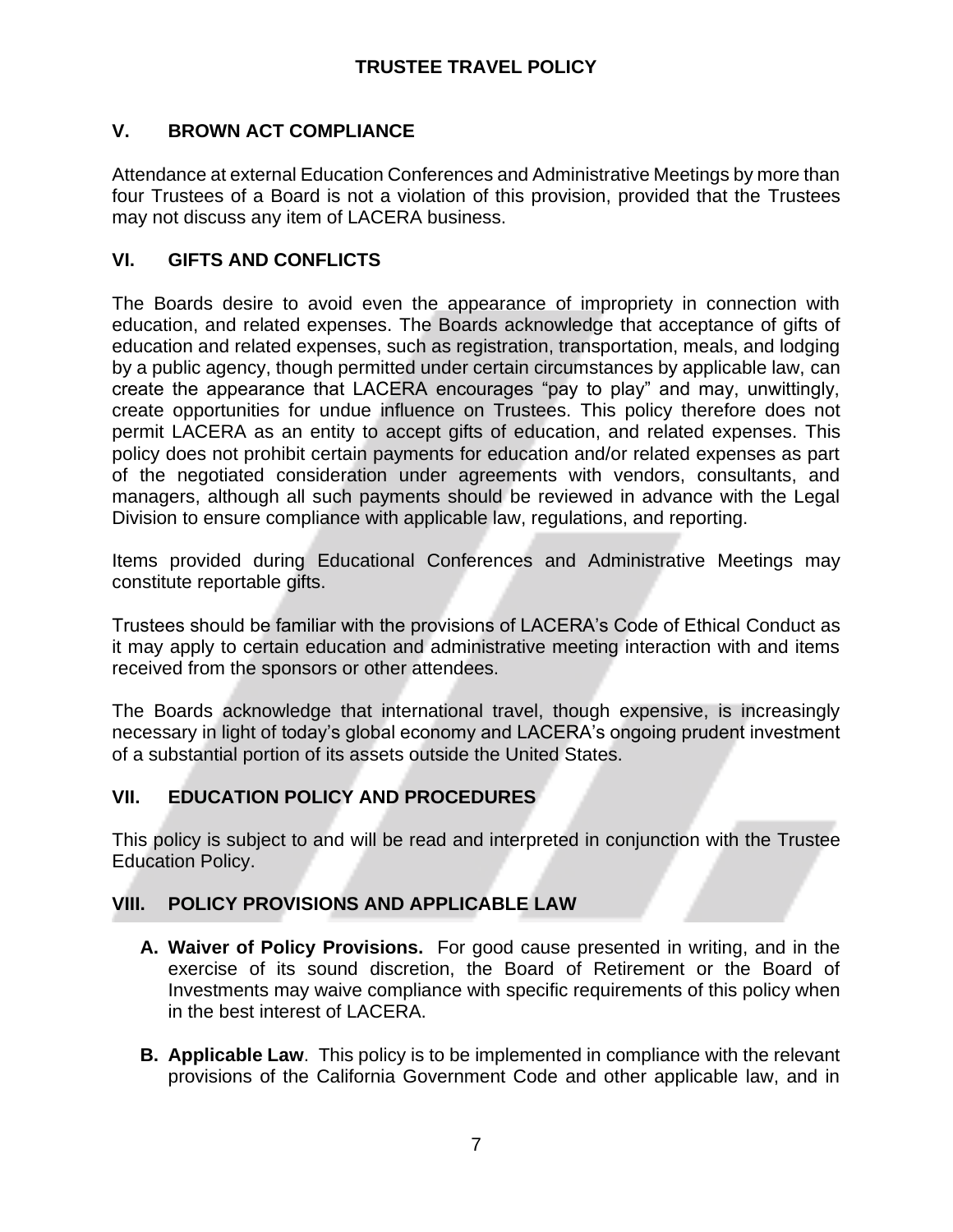## V. BROWN ACT COMPLIANCE

Attendance at external Education Conferences and Administrative Meetings by more than four Trustees of a Board is not a violation of this provision, provided that the Trustees may not discuss any item of LACERA business.

## VI. GIFTS AND CONFLICTS

The Boards desire to avoid even the appearance of impropriety in connection with education, and related expenses. The Boards acknowledge that acceptance of gifts of education and related expenses, such as registration, transportation, meals, and lodging by a public agency, though permitted under certain circumstances by applicable law, can create the appearance that LACERA encourages "pay to play" and may, unwittingly, create opportunities for undue influence on Trustees. This policy therefore does not permit LACERA as an entity to accept gifts of education, and related expenses. This policy does not prohibit certain payments for education and/or related expenses as part of the negotiated consideration under agreements with vendors, consultants, and managers, although all such payments should be reviewed in advance with the Legal Division to ensure compliance with applicable law, regulations, and reporting.

Items provided during Educational Conferences and Administrative Meetings may constitute reportable gifts.

Trustees should be familiar with the provisions of LACERA's Code of Ethical Conduct as it may apply to certain education and administrative meeting interaction with and items received from the sponsors or other attendees.

The Boards acknowledge that international travel, though expensive, is increasingly necessary in light of today's global economy and LACERA's ongoing prudent investment of a substantial portion of its assets outside the United States.

## VII. EDUCATION POLICY AND PROCEDURES

This policy is subject to and will be read and interpreted in conjunction with the Trustee Education Policy.

## VIII. POLICY PROVISIONS AND APPLICABLE LAW

**A. Waiver of Policy Provisions.** For good cause presented in writing, and in the exercise of its sound discretion, the Board of Retirement or the Board of Investments may waive compliance with specific requirements of this policy when in the best interest of LACERA.

**B. Applicable Law**. This policy is to be implemented in compliance with the relevant provisions of the California Government Code and other applicable law, and in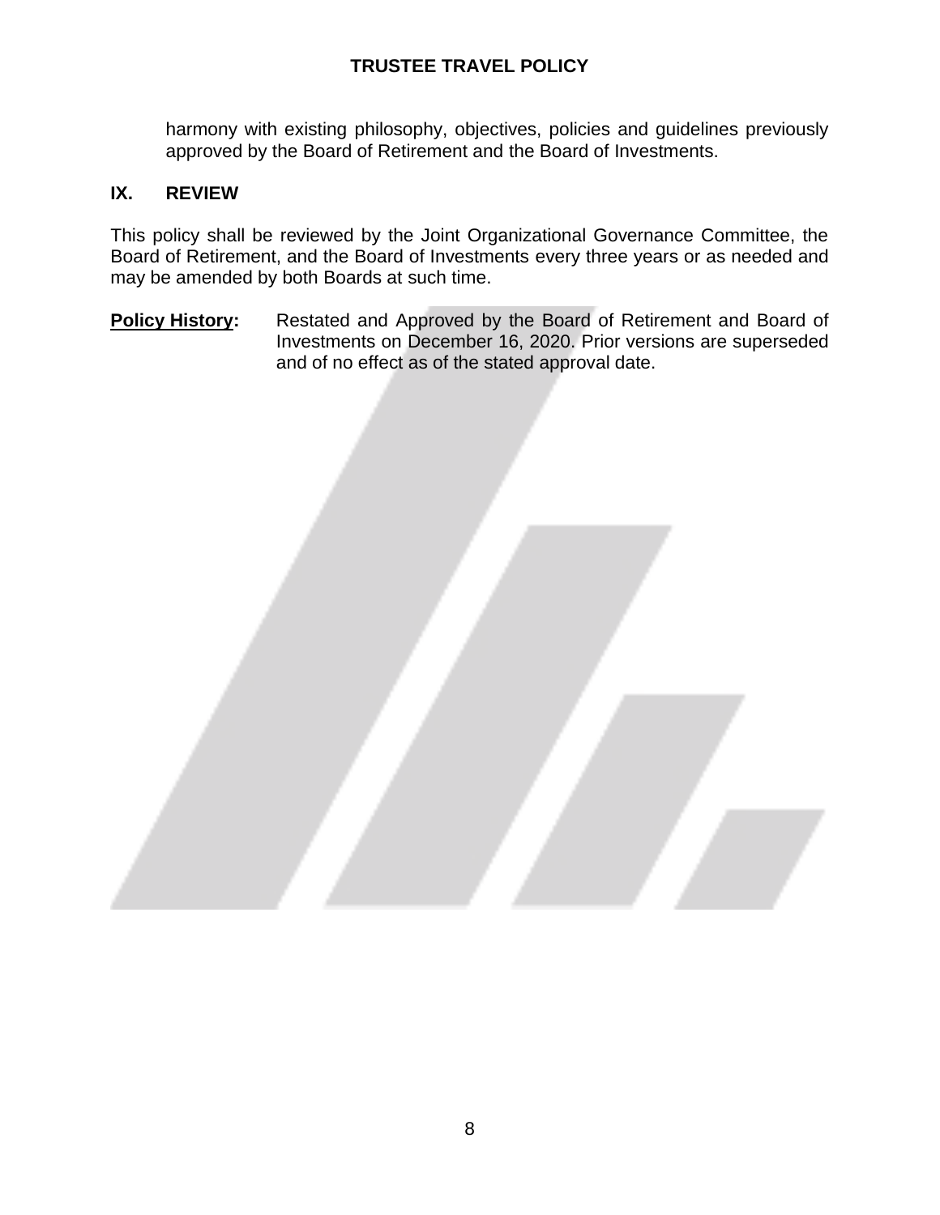harmony with existing philosophy, objectives, policies and guidelines previously approved by the Board of Retirement and the Board of Investments.

## IX. REVIEW

This policy shall be reviewed by the Joint Organizational Governance Committee, the Board of Retirement, and the Board of Investments every three years or as needed and may be amended by both Boards at such time.

**Policy History:** Restated and Approved by the Board of Retirement and Board of Investments on December 16, 2020. Prior versions are superseded and of no effect as of the stated approval date.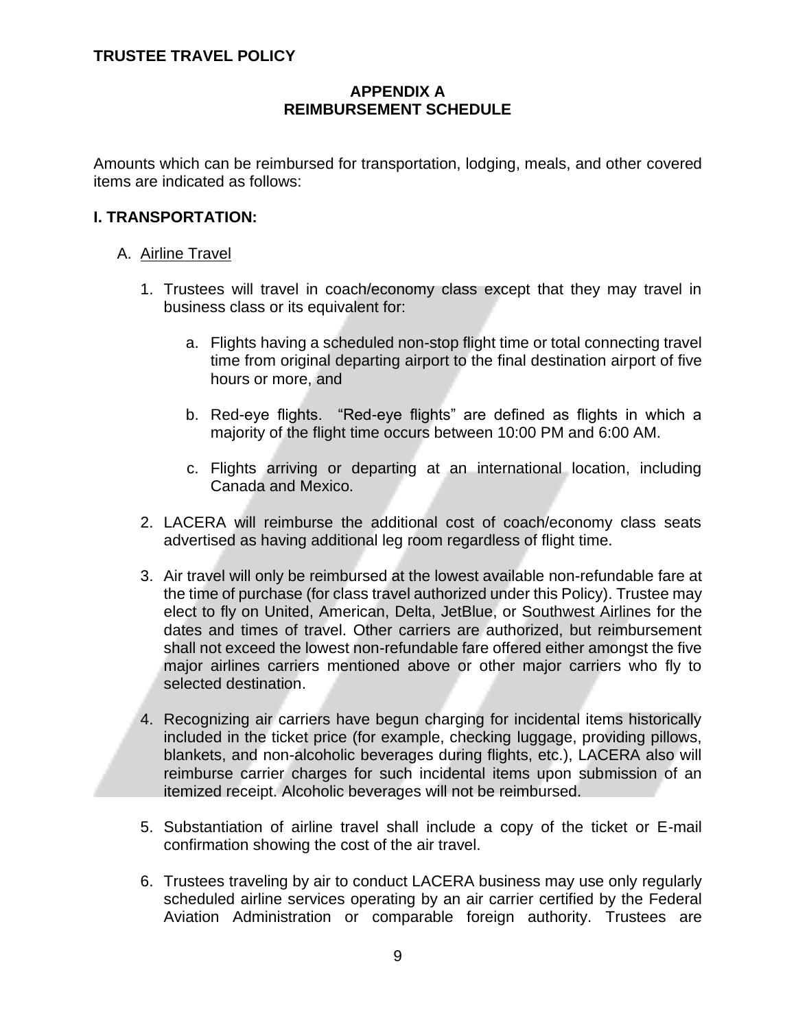**TRUSTEE TRAVEL POLICY**

## APPENDIX A
## REIMBURSEMENT SCHEDULE

Amounts which can be reimbursed for transportation, lodging, meals, and other covered items are indicated as follows:

### I. TRANSPORTATION:

A. Airline Travel

1. Trustees will travel in coach/economy class except that they may travel in business class or its equivalent for:

    a. Flights having a scheduled non-stop flight time or total connecting travel time from original departing airport to the final destination airport of five hours or more, and

    b. Red-eye flights. "Red-eye flights" are defined as flights in which a majority of the flight time occurs between 10:00 PM and 6:00 AM.

    c. Flights arriving or departing at an international location, including Canada and Mexico.

2. LACERA will reimburse the additional cost of coach/economy class seats advertised as having additional leg room regardless of flight time.

3. Air travel will only be reimbursed at the lowest available non-refundable fare at the time of purchase (for class travel authorized under this Policy). Trustee may elect to fly on United, American, Delta, JetBlue, or Southwest Airlines for the dates and times of travel. Other carriers are authorized, but reimbursement shall not exceed the lowest non-refundable fare offered either amongst the five major airlines carriers mentioned above or other major carriers who fly to selected destination.

4. Recognizing air carriers have begun charging for incidental items historically included in the ticket price (for example, checking luggage, providing pillows, blankets, and non-alcoholic beverages during flights, etc.), LACERA also will reimburse carrier charges for such incidental items upon submission of an itemized receipt. Alcoholic beverages will not be reimbursed.

5. Substantiation of airline travel shall include a copy of the ticket or E-mail confirmation showing the cost of the air travel.

6. Trustees traveling by air to conduct LACERA business may use only regularly scheduled airline services operating by an air carrier certified by the Federal Aviation Administration or comparable foreign authority. Trustees are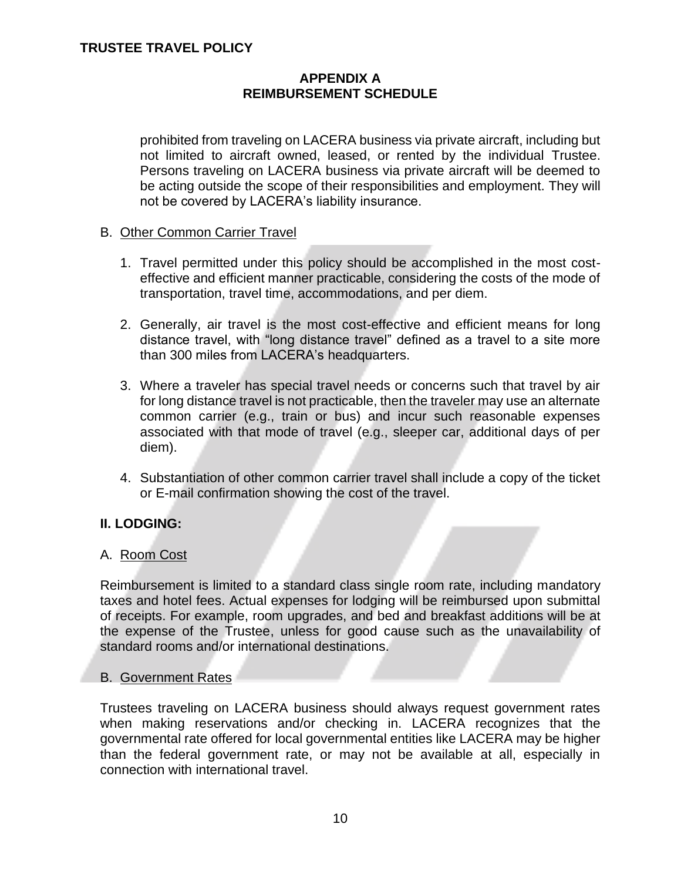## APPENDIX A
## REIMBURSEMENT SCHEDULE

prohibited from traveling on LACERA business via private aircraft, including but not limited to aircraft owned, leased, or rented by the individual Trustee. Persons traveling on LACERA business via private aircraft will be deemed to be acting outside the scope of their responsibilities and employment. They will not be covered by LACERA's liability insurance.

B. Other Common Carrier Travel

1. Travel permitted under this policy should be accomplished in the most cost-effective and efficient manner practicable, considering the costs of the mode of transportation, travel time, accommodations, and per diem.

2. Generally, air travel is the most cost-effective and efficient means for long distance travel, with "long distance travel" defined as a travel to a site more than 300 miles from LACERA's headquarters.

3. Where a traveler has special travel needs or concerns such that travel by air for long distance travel is not practicable, then the traveler may use an alternate common carrier (e.g., train or bus) and incur such reasonable expenses associated with that mode of travel (e.g., sleeper car, additional days of per diem).

4. Substantiation of other common carrier travel shall include a copy of the ticket or E-mail confirmation showing the cost of the travel.

### II. LODGING:

A. Room Cost

Reimbursement is limited to a standard class single room rate, including mandatory taxes and hotel fees. Actual expenses for lodging will be reimbursed upon submittal of receipts. For example, room upgrades, and bed and breakfast additions will be at the expense of the Trustee, unless for good cause such as the unavailability of standard rooms and/or international destinations.

B. Government Rates

Trustees traveling on LACERA business should always request government rates when making reservations and/or checking in. LACERA recognizes that the governmental rate offered for local governmental entities like LACERA may be higher than the federal government rate, or may not be available at all, especially in connection with international travel.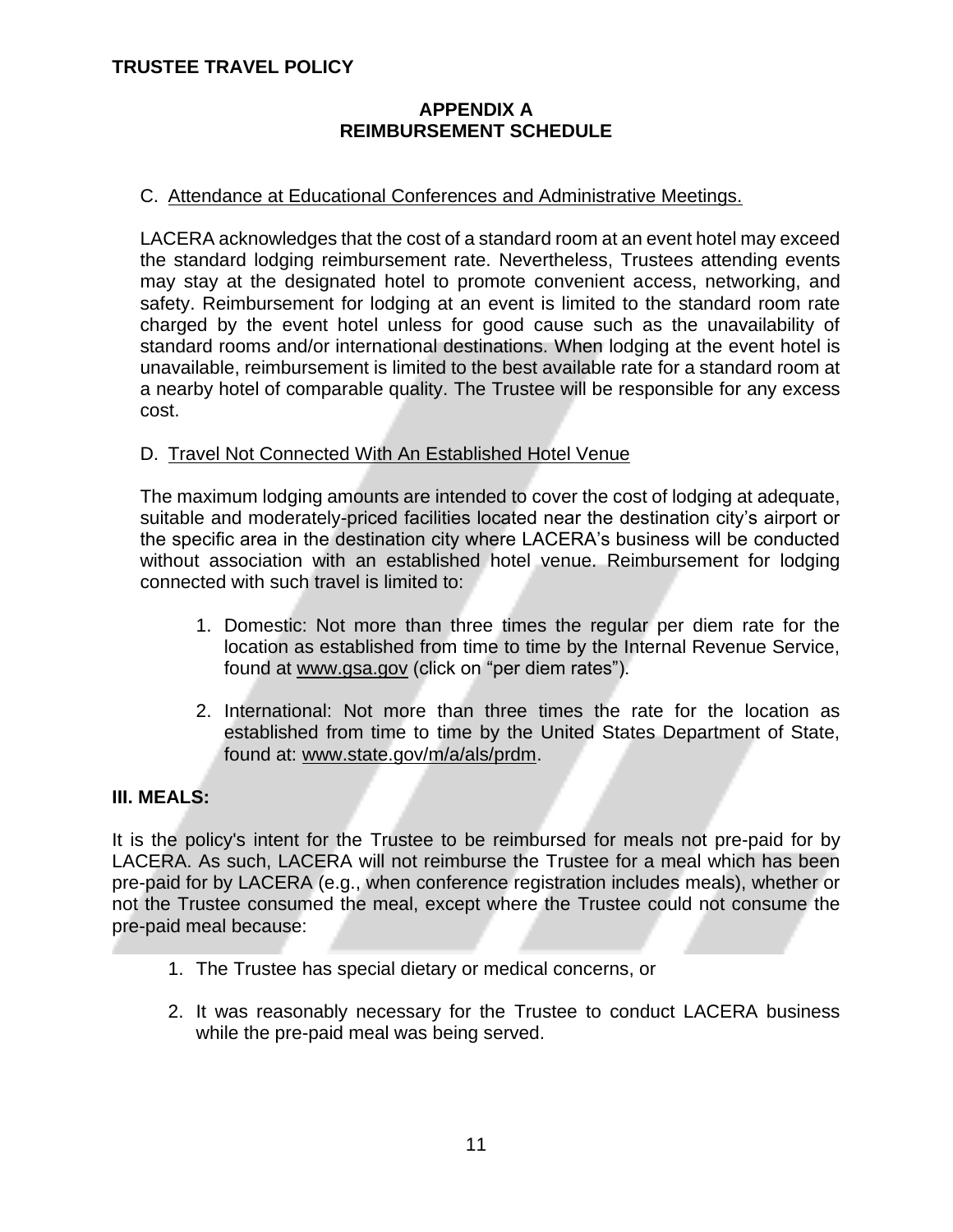## APPENDIX A
## REIMBURSEMENT SCHEDULE

C. Attendance at Educational Conferences and Administrative Meetings.

LACERA acknowledges that the cost of a standard room at an event hotel may exceed the standard lodging reimbursement rate. Nevertheless, Trustees attending events may stay at the designated hotel to promote convenient access, networking, and safety. Reimbursement for lodging at an event is limited to the standard room rate charged by the event hotel unless for good cause such as the unavailability of standard rooms and/or international destinations. When lodging at the event hotel is unavailable, reimbursement is limited to the best available rate for a standard room at a nearby hotel of comparable quality. The Trustee will be responsible for any excess cost.

D. Travel Not Connected With An Established Hotel Venue

The maximum lodging amounts are intended to cover the cost of lodging at adequate, suitable and moderately-priced facilities located near the destination city's airport or the specific area in the destination city where LACERA's business will be conducted without association with an established hotel venue. Reimbursement for lodging connected with such travel is limited to:

1. Domestic: Not more than three times the regular per diem rate for the location as established from time to time by the Internal Revenue Service, found at www.gsa.gov (click on "per diem rates").

2. International: Not more than three times the rate for the location as established from time to time by the United States Department of State, found at: www.state.gov/m/a/als/prdm.

### III. MEALS:

It is the policy's intent for the Trustee to be reimbursed for meals not pre-paid for by LACERA. As such, LACERA will not reimburse the Trustee for a meal which has been pre-paid for by LACERA (e.g., when conference registration includes meals), whether or not the Trustee consumed the meal, except where the Trustee could not consume the pre-paid meal because:

1. The Trustee has special dietary or medical concerns, or

2. It was reasonably necessary for the Trustee to conduct LACERA business while the pre-paid meal was being served.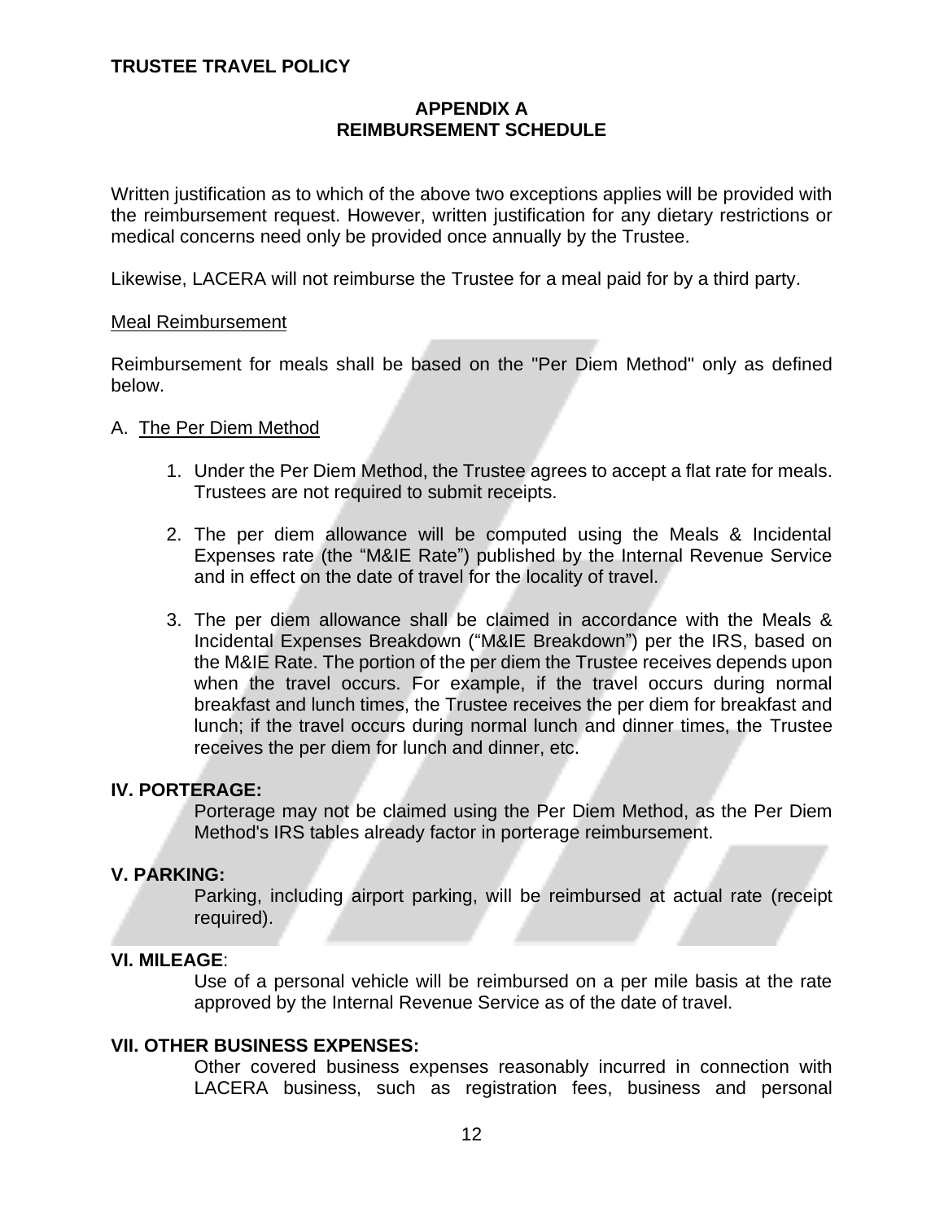## APPENDIX A
## REIMBURSEMENT SCHEDULE

Written justification as to which of the above two exceptions applies will be provided with the reimbursement request. However, written justification for any dietary restrictions or medical concerns need only be provided once annually by the Trustee.

Likewise, LACERA will not reimburse the Trustee for a meal paid for by a third party.

Meal Reimbursement

Reimbursement for meals shall be based on the "Per Diem Method" only as defined below.

A. The Per Diem Method

1. Under the Per Diem Method, the Trustee agrees to accept a flat rate for meals. Trustees are not required to submit receipts.

2. The per diem allowance will be computed using the Meals & Incidental Expenses rate (the "M&IE Rate") published by the Internal Revenue Service and in effect on the date of travel for the locality of travel.

3. The per diem allowance shall be claimed in accordance with the Meals & Incidental Expenses Breakdown ("M&IE Breakdown") per the IRS, based on the M&IE Rate. The portion of the per diem the Trustee receives depends upon when the travel occurs. For example, if the travel occurs during normal breakfast and lunch times, the Trustee receives the per diem for breakfast and lunch; if the travel occurs during normal lunch and dinner times, the Trustee receives the per diem for lunch and dinner, etc.

**IV. PORTERAGE:**

Porterage may not be claimed using the Per Diem Method, as the Per Diem Method's IRS tables already factor in porterage reimbursement.

**V. PARKING:**

Parking, including airport parking, will be reimbursed at actual rate (receipt required).

**VI. MILEAGE**:

Use of a personal vehicle will be reimbursed on a per mile basis at the rate approved by the Internal Revenue Service as of the date of travel.

**VII. OTHER BUSINESS EXPENSES:**

Other covered business expenses reasonably incurred in connection with LACERA business, such as registration fees, business and personal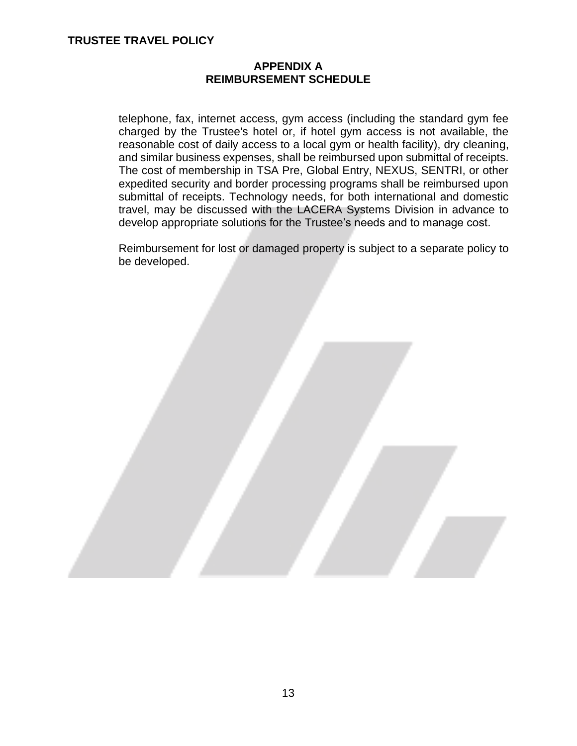## APPENDIX A
## REIMBURSEMENT SCHEDULE

telephone, fax, internet access, gym access (including the standard gym fee charged by the Trustee's hotel or, if hotel gym access is not available, the reasonable cost of daily access to a local gym or health facility), dry cleaning, and similar business expenses, shall be reimbursed upon submittal of receipts. The cost of membership in TSA Pre, Global Entry, NEXUS, SENTRI, or other expedited security and border processing programs shall be reimbursed upon submittal of receipts. Technology needs, for both international and domestic travel, may be discussed with the LACERA Systems Division in advance to develop appropriate solutions for the Trustee's needs and to manage cost.

Reimbursement for lost or damaged property is subject to a separate policy to be developed.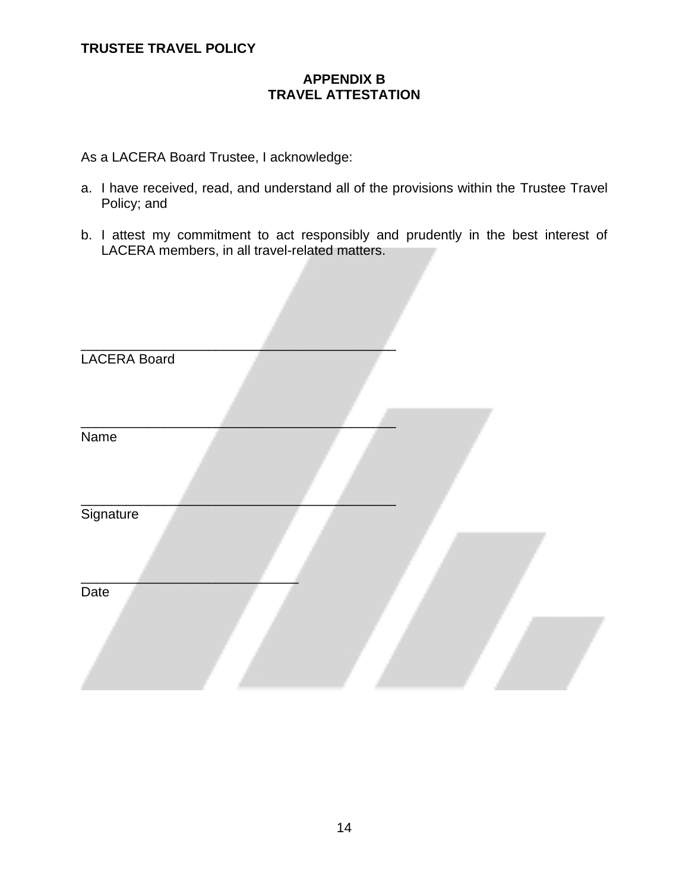## APPENDIX B
## TRAVEL ATTESTATION

As a LACERA Board Trustee, I acknowledge:

a. I have received, read, and understand all of the provisions within the Trustee Travel Policy; and

b. I attest my commitment to act responsibly and prudently in the best interest of LACERA members, in all travel-related matters.

___________________________________________
LACERA Board

___________________________________________
Name

___________________________________________
Signature

_____________________________
Date